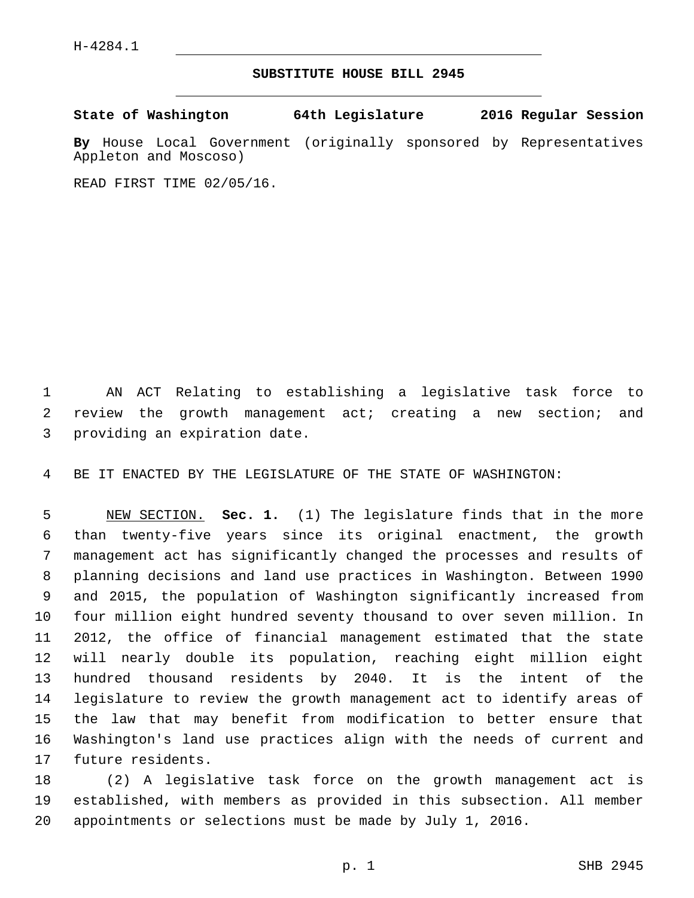H-4284.1

# SUBSTITUTE HOUSE BILL 2945

**State of Washington 64th Legislature 2016 Regular Session**

**By** House Local Government (originally sponsored by Representatives Appleton and Moscoso)

READ FIRST TIME 02/05/16.

AN ACT Relating to establishing a legislative task force to review the growth management act; creating a new section; and providing an expiration date.

BE IT ENACTED BY THE LEGISLATURE OF THE STATE OF WASHINGTON:

NEW SECTION. **Sec. 1.** (1) The legislature finds that in the more than twenty-five years since its original enactment, the growth management act has significantly changed the processes and results of planning decisions and land use practices in Washington. Between 1990 and 2015, the population of Washington significantly increased from four million eight hundred seventy thousand to over seven million. In 2012, the office of financial management estimated that the state will nearly double its population, reaching eight million eight hundred thousand residents by 2040. It is the intent of the legislature to review the growth management act to identify areas of the law that may benefit from modification to better ensure that Washington's land use practices align with the needs of current and future residents.

(2) A legislative task force on the growth management act is established, with members as provided in this subsection. All member appointments or selections must be made by July 1, 2016.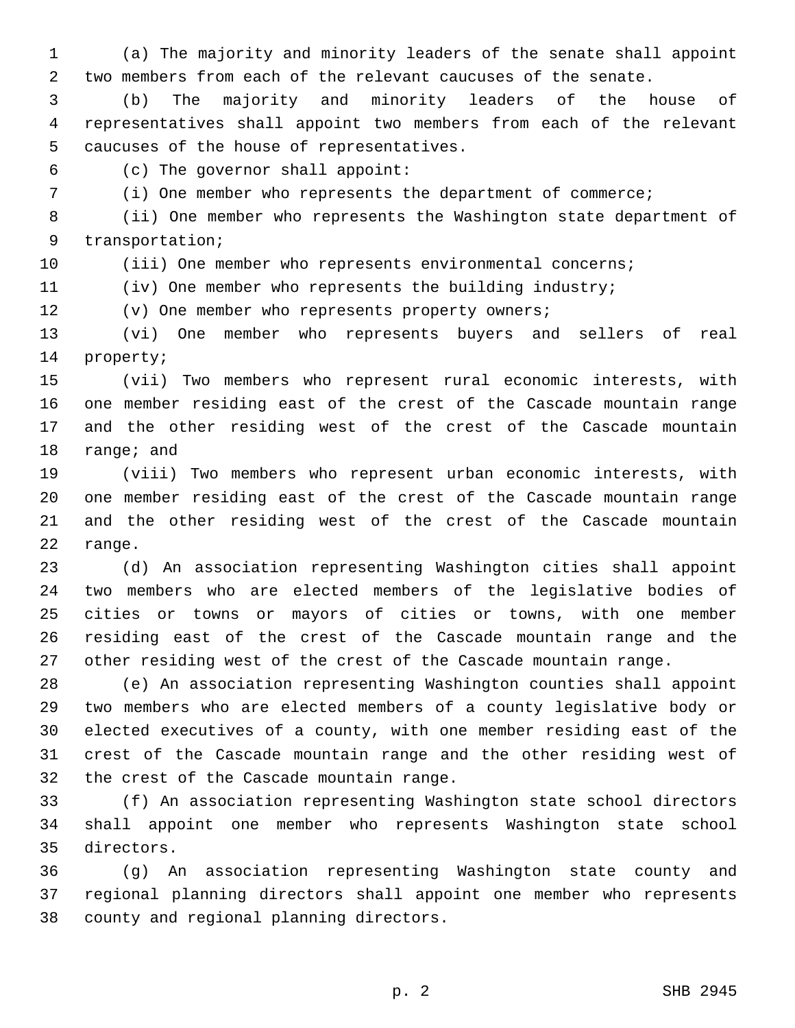(a) The majority and minority leaders of the senate shall appoint two members from each of the relevant caucuses of the senate.

(b) The majority and minority leaders of the house of representatives shall appoint two members from each of the relevant caucuses of the house of representatives.

(c) The governor shall appoint:

(i) One member who represents the department of commerce;

(ii) One member who represents the Washington state department of transportation;

(iii) One member who represents environmental concerns;

(iv) One member who represents the building industry;

(v) One member who represents property owners;

(vi) One member who represents buyers and sellers of real property;

(vii) Two members who represent rural economic interests, with one member residing east of the crest of the Cascade mountain range and the other residing west of the crest of the Cascade mountain range; and

(viii) Two members who represent urban economic interests, with one member residing east of the crest of the Cascade mountain range and the other residing west of the crest of the Cascade mountain range.

(d) An association representing Washington cities shall appoint two members who are elected members of the legislative bodies of cities or towns or mayors of cities or towns, with one member residing east of the crest of the Cascade mountain range and the other residing west of the crest of the Cascade mountain range.

(e) An association representing Washington counties shall appoint two members who are elected members of a county legislative body or elected executives of a county, with one member residing east of the crest of the Cascade mountain range and the other residing west of the crest of the Cascade mountain range.

(f) An association representing Washington state school directors shall appoint one member who represents Washington state school directors.

(g) An association representing Washington state county and regional planning directors shall appoint one member who represents county and regional planning directors.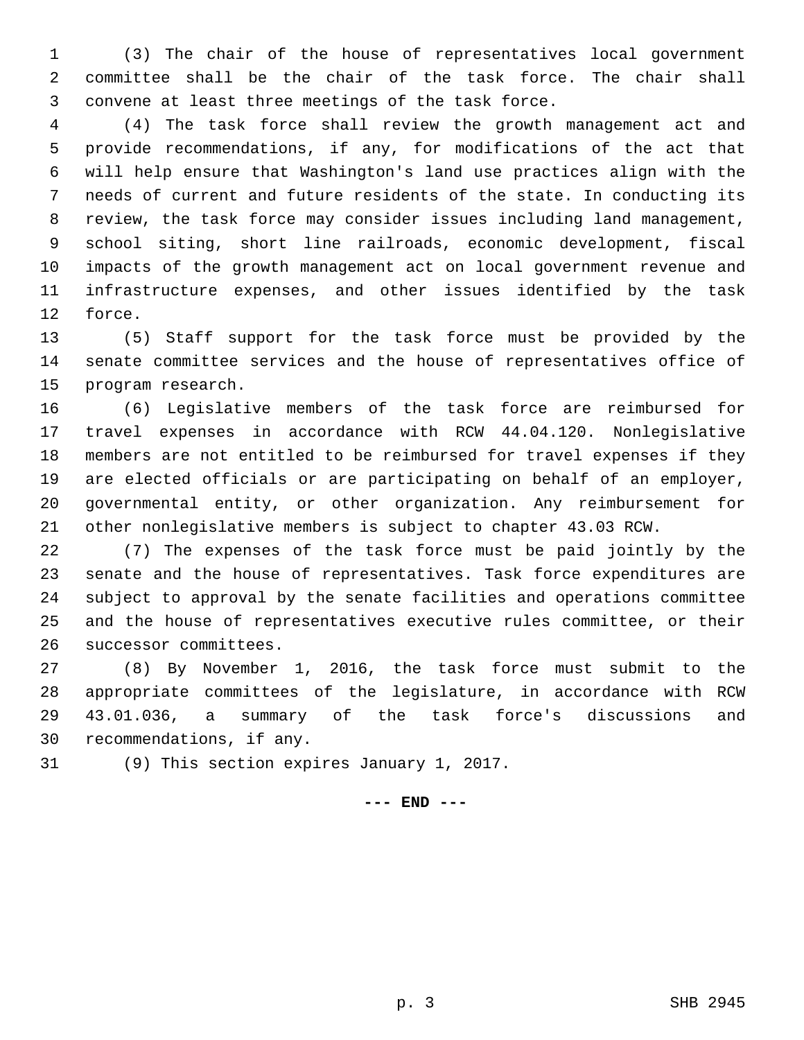(3) The chair of the house of representatives local government committee shall be the chair of the task force. The chair shall convene at least three meetings of the task force.

(4) The task force shall review the growth management act and provide recommendations, if any, for modifications of the act that will help ensure that Washington's land use practices align with the needs of current and future residents of the state. In conducting its review, the task force may consider issues including land management, school siting, short line railroads, economic development, fiscal impacts of the growth management act on local government revenue and infrastructure expenses, and other issues identified by the task force.

(5) Staff support for the task force must be provided by the senate committee services and the house of representatives office of program research.

(6) Legislative members of the task force are reimbursed for travel expenses in accordance with RCW 44.04.120. Nonlegislative members are not entitled to be reimbursed for travel expenses if they are elected officials or are participating on behalf of an employer, governmental entity, or other organization. Any reimbursement for other nonlegislative members is subject to chapter 43.03 RCW.

(7) The expenses of the task force must be paid jointly by the senate and the house of representatives. Task force expenditures are subject to approval by the senate facilities and operations committee and the house of representatives executive rules committee, or their successor committees.

(8) By November 1, 2016, the task force must submit to the appropriate committees of the legislature, in accordance with RCW 43.01.036, a summary of the task force's discussions and recommendations, if any.

(9) This section expires January 1, 2017.

**--- END ---**